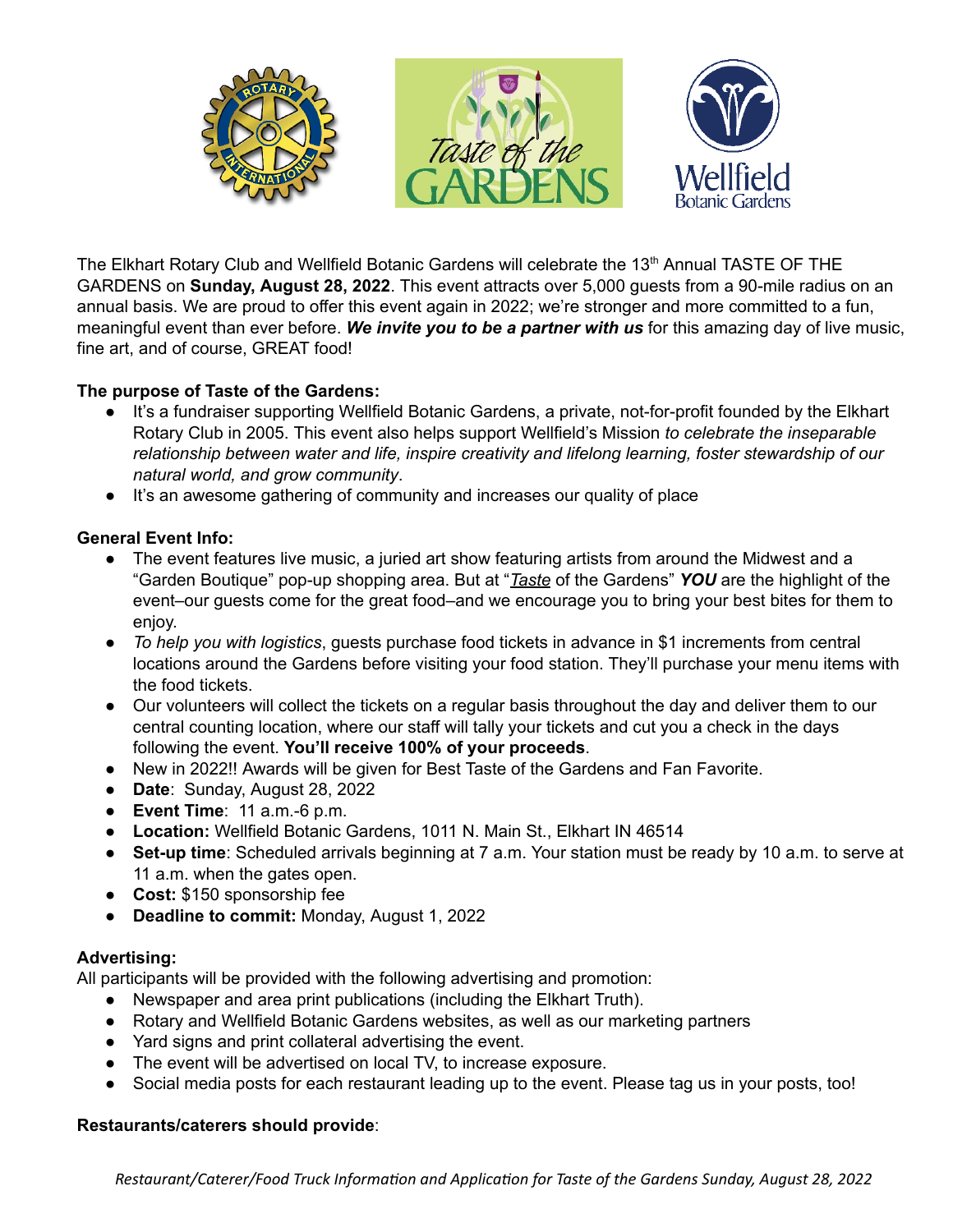The Elkhart Rotary Club and Wellfield Botanic Gardens will celebrate the 13th Annual TASTE OF THE GARDENS on **Sunday, August 28, 2022**. This event attracts over 5,000 guests from a 90-mile radius on an annual basis. We are proud to offer this event again in 2022; we're stronger and more committed to a fun, meaningful event than ever before. ***We invite you to be a partner with us*** for this amazing day of live music, fine art, and of course, GREAT food!

**The purpose of Taste of the Gardens:**

- It's a fundraiser supporting Wellfield Botanic Gardens, a private, not-for-profit founded by the Elkhart Rotary Club in 2005. This event also helps support Wellfield's Mission *to celebrate the inseparable relationship between water and life, inspire creativity and lifelong learning, foster stewardship of our natural world, and grow community*.
- It's an awesome gathering of community and increases our quality of place

**General Event Info:**

- The event features live music, a juried art show featuring artists from around the Midwest and a "Garden Boutique" pop-up shopping area. But at "*Taste* of the Gardens" ***YOU*** are the highlight of the event–our guests come for the great food–and we encourage you to bring your best bites for them to enjoy.
- *To help you with logistics*, guests purchase food tickets in advance in $1 increments from central locations around the Gardens before visiting your food station. They'll purchase your menu items with the food tickets.
- Our volunteers will collect the tickets on a regular basis throughout the day and deliver them to our central counting location, where our staff will tally your tickets and cut you a check in the days following the event. **You'll receive 100% of your proceeds**.
- New in 2022!! Awards will be given for Best Taste of the Gardens and Fan Favorite.
- **Date**: Sunday, August 28, 2022
- **Event Time**: 11 a.m.-6 p.m.
- **Location:** Wellfield Botanic Gardens, 1011 N. Main St., Elkhart IN 46514
- **Set-up time**: Scheduled arrivals beginning at 7 a.m. Your station must be ready by 10 a.m. to serve at 11 a.m. when the gates open.
- **Cost:** $150 sponsorship fee
- **Deadline to commit:** Monday, August 1, 2022

**Advertising:**

All participants will be provided with the following advertising and promotion:

- Newspaper and area print publications (including the Elkhart Truth).
- Rotary and Wellfield Botanic Gardens websites, as well as our marketing partners
- Yard signs and print collateral advertising the event.
- The event will be advertised on local TV, to increase exposure.
- Social media posts for each restaurant leading up to the event. Please tag us in your posts, too!

**Restaurants/caterers should provide**: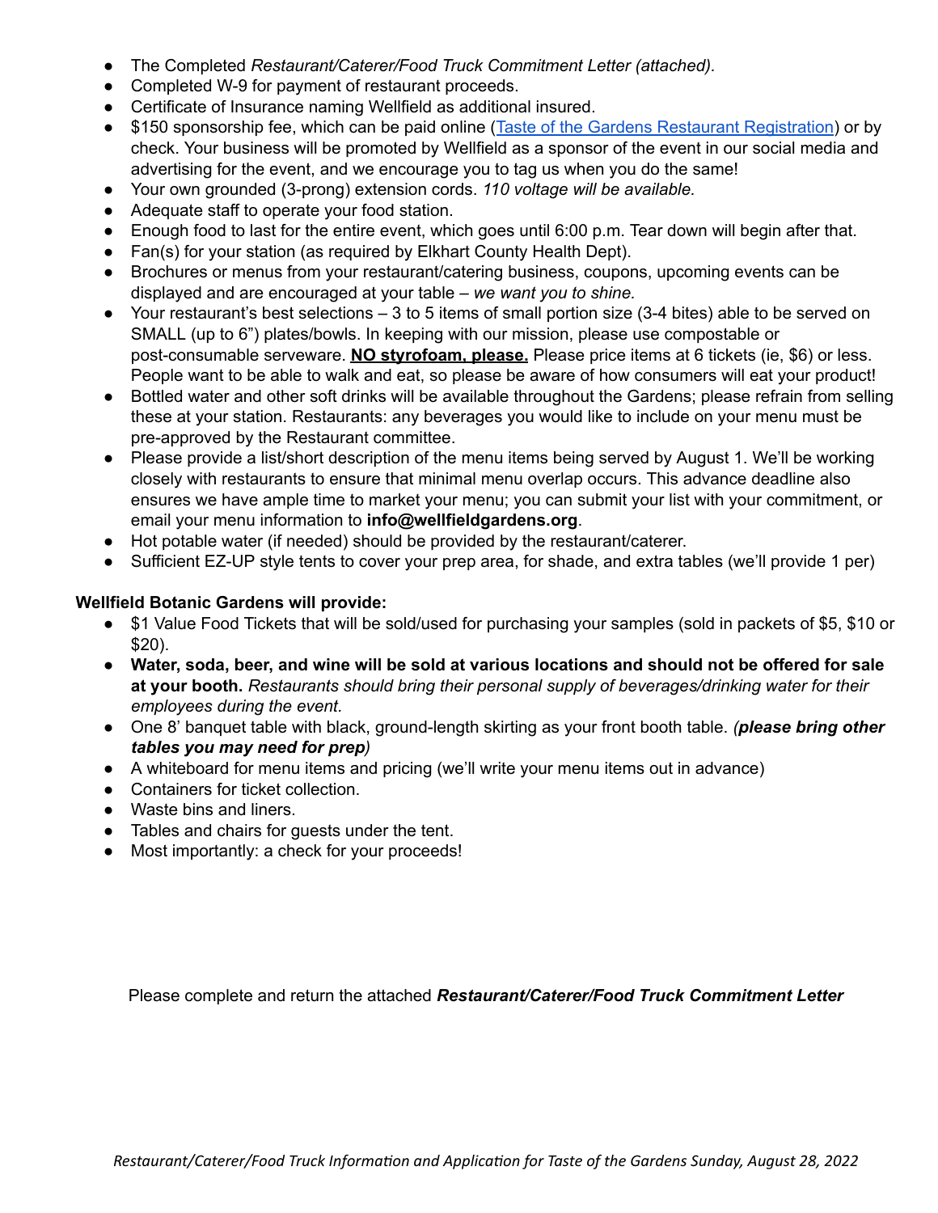- The Completed *Restaurant/Caterer/Food Truck Commitment Letter (attached).*
- Completed W-9 for payment of restaurant proceeds.
- Certificate of Insurance naming Wellfield as additional insured.
- $150 sponsorship fee, which can be paid online ([Taste of the Gardens Restaurant Registration]) or by check. Your business will be promoted by Wellfield as a sponsor of the event in our social media and advertising for the event, and we encourage you to tag us when you do the same!
- Your own grounded (3-prong) extension cords. *110 voltage will be available.*
- Adequate staff to operate your food station.
- Enough food to last for the entire event, which goes until 6:00 p.m. Tear down will begin after that.
- Fan(s) for your station (as required by Elkhart County Health Dept).
- Brochures or menus from your restaurant/catering business, coupons, upcoming events can be displayed and are encouraged at your table – *we want you to shine.*
- Your restaurant's best selections – 3 to 5 items of small portion size (3-4 bites) able to be served on SMALL (up to 6") plates/bowls. In keeping with our mission, please use compostable or post-consumable serveware. **NO styrofoam, please.** Please price items at 6 tickets (ie, $6) or less. People want to be able to walk and eat, so please be aware of how consumers will eat your product!
- Bottled water and other soft drinks will be available throughout the Gardens; please refrain from selling these at your station. Restaurants: any beverages you would like to include on your menu must be pre-approved by the Restaurant committee.
- Please provide a list/short description of the menu items being served by August 1. We'll be working closely with restaurants to ensure that minimal menu overlap occurs. This advance deadline also ensures we have ample time to market your menu; you can submit your list with your commitment, or email your menu information to **info@wellfieldgardens.org**.
- Hot potable water (if needed) should be provided by the restaurant/caterer.
- Sufficient EZ-UP style tents to cover your prep area, for shade, and extra tables (we'll provide 1 per)

**Wellfield Botanic Gardens will provide:**

- $1 Value Food Tickets that will be sold/used for purchasing your samples (sold in packets of $5, $10 or $20).
- **Water, soda, beer, and wine will be sold at various locations and should not be offered for sale at your booth.** *Restaurants should bring their personal supply of beverages/drinking water for their employees during the event.*
- One 8' banquet table with black, ground-length skirting as your front booth table. *(**please bring other tables you may need for prep**)*
- A whiteboard for menu items and pricing (we'll write your menu items out in advance)
- Containers for ticket collection.
- Waste bins and liners.
- Tables and chairs for guests under the tent.
- Most importantly: a check for your proceeds!

Please complete and return the attached ***Restaurant/Caterer/Food Truck Commitment Letter***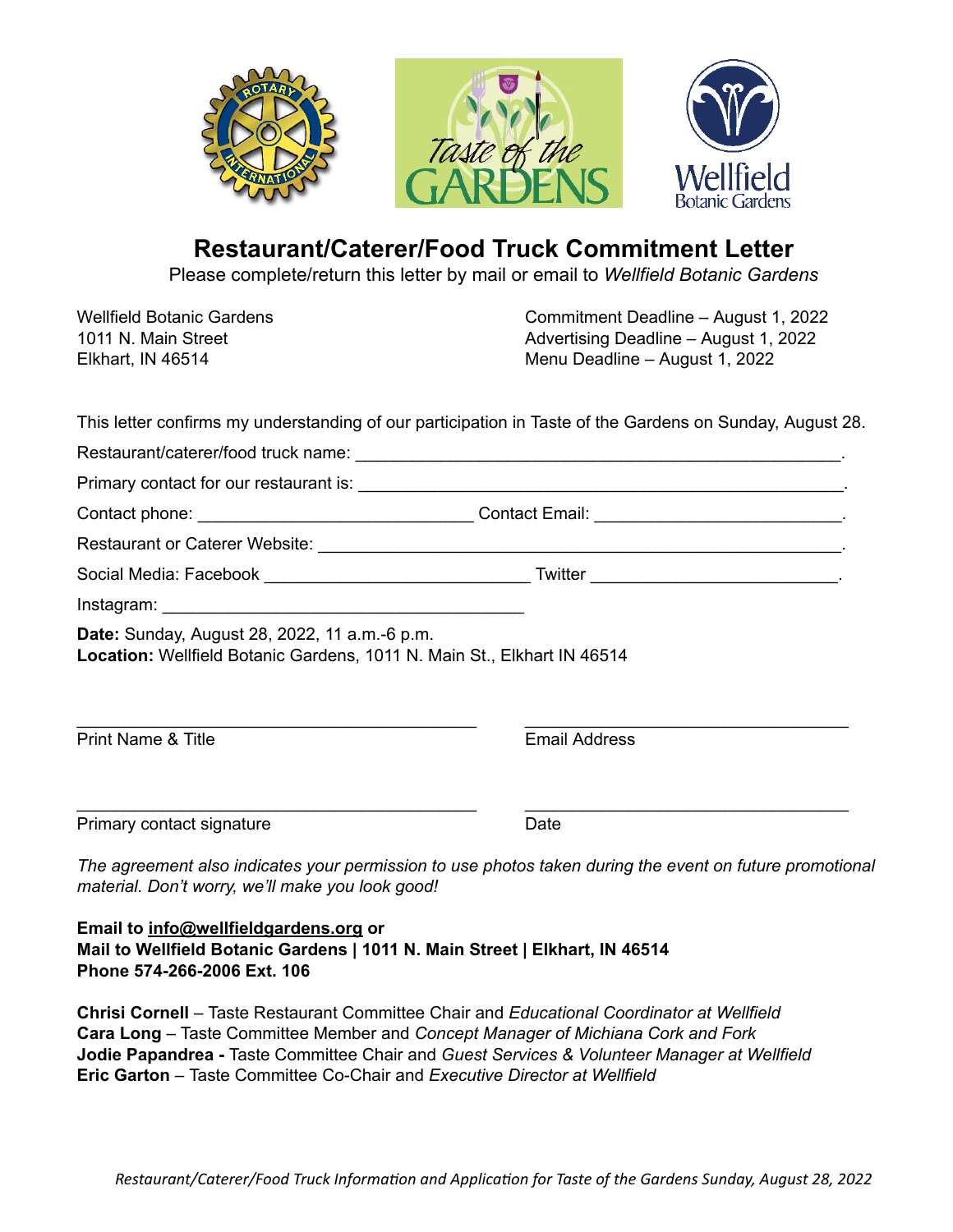# Restaurant/Caterer/Food Truck Commitment Letter

Please complete/return this letter by mail or email to *Wellfield Botanic Gardens*

Wellfield Botanic Gardens
1011 N. Main Street
Elkhart, IN 46514

Commitment Deadline – August 1, 2022
Advertising Deadline – August 1, 2022
Menu Deadline – August 1, 2022

This letter confirms my understanding of our participation in Taste of the Gardens on Sunday, August 28.

Restaurant/caterer/food truck name: ____________________________________________________.

Primary contact for our restaurant is: ____________________________________________________.

Contact phone: ____________________________ Contact Email: __________________________.

Restaurant or Caterer Website: ________________________________________________________.

Social Media: Facebook ___________________________ Twitter __________________________.

Instagram: _______________________________________

**Date:** Sunday, August 28, 2022, 11 a.m.-6 p.m.
**Location:** Wellfield Botanic Gardens, 1011 N. Main St., Elkhart IN 46514

_________________________________________ _________________________________
Print Name & Title — Email Address

_________________________________________ _________________________________
Primary contact signature — Date

*The agreement also indicates your permission to use photos taken during the event on future promotional material. Don't worry, we'll make you look good!*

**Email to info@wellfieldgardens.org or**
**Mail to Wellfield Botanic Gardens | 1011 N. Main Street | Elkhart, IN 46514**
**Phone 574-266-2006 Ext. 106**

**Chrisi Cornell** – Taste Restaurant Committee Chair and *Educational Coordinator at Wellfield*
**Cara Long** – Taste Committee Member and *Concept Manager of Michiana Cork and Fork*
**Jodie Papandrea -** Taste Committee Chair and *Guest Services & Volunteer Manager at Wellfield*
**Eric Garton** – Taste Committee Co-Chair and *Executive Director at Wellfield*